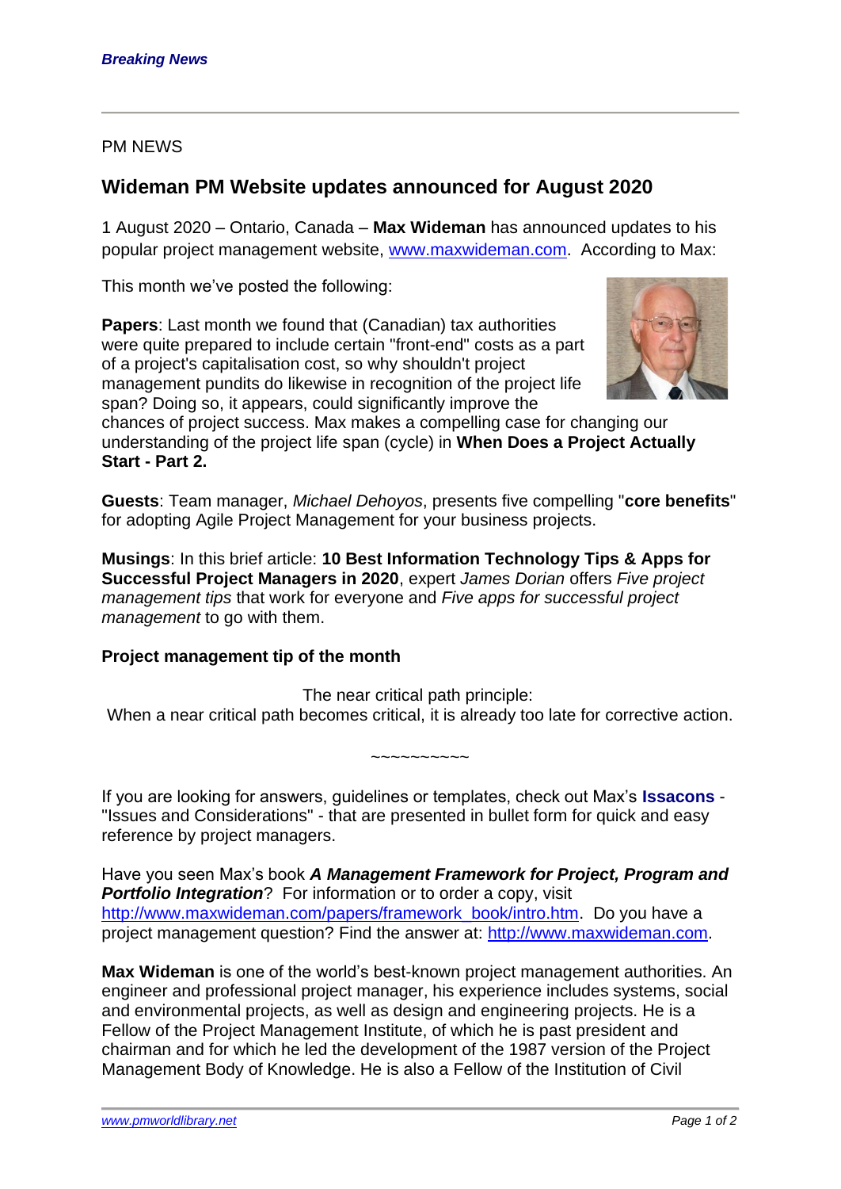**_Breaking News_**

PM NEWS

## Wideman PM Website updates announced for August 2020

1 August 2020 – Ontario, Canada – **Max Wideman** has announced updates to his popular project management website, [www.maxwideman.com](http://www.maxwideman.com). According to Max:

This month we've posted the following:

**Papers**: Last month we found that (Canadian) tax authorities were quite prepared to include certain "front-end" costs as a part of a project's capitalisation cost, so why shouldn't project management pundits do likewise in recognition of the project life span? Doing so, it appears, could significantly improve the chances of project success. Max makes a compelling case for changing our understanding of the project life span (cycle) in **When Does a Project Actually Start - Part 2.**

**Guests**: Team manager, *Michael Dehoyos*, presents five compelling "**core benefits**" for adopting Agile Project Management for your business projects.

**Musings**: In this brief article: **10 Best Information Technology Tips & Apps for Successful Project Managers in 2020**, expert *James Dorian* offers *Five project management tips* that work for everyone and *Five apps for successful project management* to go with them.

**Project management tip of the month**

The near critical path principle:
When a near critical path becomes critical, it is already too late for corrective action.

~~~~~~~~~~

If you are looking for answers, guidelines or templates, check out Max's **Issacons** - "Issues and Considerations" - that are presented in bullet form for quick and easy reference by project managers.

Have you seen Max's book ***A Management Framework for Project, Program and Portfolio Integration***? For information or to order a copy, visit [http://www.maxwideman.com/papers/framework_book/intro.htm](http://www.maxwideman.com/papers/framework_book/intro.htm). Do you have a project management question? Find the answer at: [http://www.maxwideman.com](http://www.maxwideman.com).

**Max Wideman** is one of the world's best-known project management authorities. An engineer and professional project manager, his experience includes systems, social and environmental projects, as well as design and engineering projects. He is a Fellow of the Project Management Institute, of which he is past president and chairman and for which he led the development of the 1987 version of the Project Management Body of Knowledge. He is also a Fellow of the Institution of Civil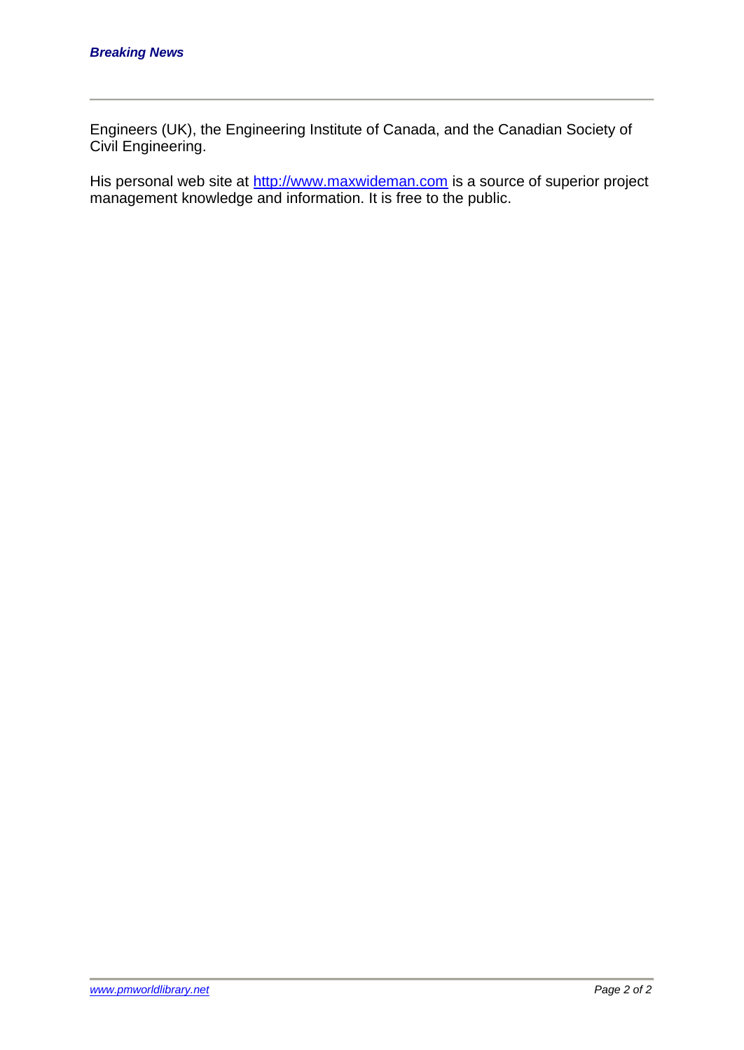Engineers (UK), the Engineering Institute of Canada, and the Canadian Society of Civil Engineering.

His personal web site at http://www.maxwideman.com is a source of superior project management knowledge and information. It is free to the public.